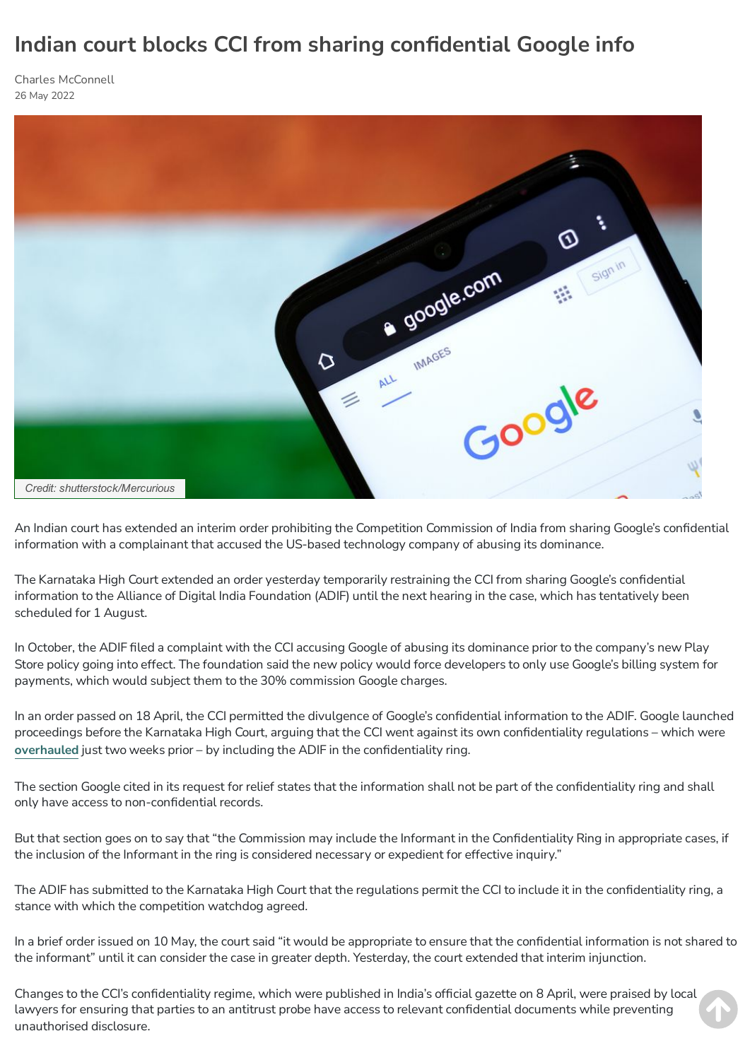# Indian court blocks CCI from sharing confidential Google info

Charles McConnell
26 May 2022

Credit: shutterstock/Mercurious

An Indian court has extended an interim order prohibiting the Competition Commission of India from sharing Google's confidential information with a complainant that accused the US-based technology company of abusing its dominance.

The Karnataka High Court extended an order yesterday temporarily restraining the CCI from sharing Google's confidential information to the Alliance of Digital India Foundation (ADIF) until the next hearing in the case, which has tentatively been scheduled for 1 August.

In October, the ADIF filed a complaint with the CCI accusing Google of abusing its dominance prior to the company's new Play Store policy going into effect. The foundation said the new policy would force developers to only use Google's billing system for payments, which would subject them to the 30% commission Google charges.

In an order passed on 18 April, the CCI permitted the divulgence of Google's confidential information to the ADIF. Google launched proceedings before the Karnataka High Court, arguing that the CCI went against its own confidentiality regulations – which were **overhauled** just two weeks prior – by including the ADIF in the confidentiality ring.

The section Google cited in its request for relief states that the information shall not be part of the confidentiality ring and shall only have access to non-confidential records.

But that section goes on to say that "the Commission may include the Informant in the Confidentiality Ring in appropriate cases, if the inclusion of the Informant in the ring is considered necessary or expedient for effective inquiry."

The ADIF has submitted to the Karnataka High Court that the regulations permit the CCI to include it in the confidentiality ring, a stance with which the competition watchdog agreed.

In a brief order issued on 10 May, the court said "it would be appropriate to ensure that the confidential information is not shared to the informant" until it can consider the case in greater depth. Yesterday, the court extended that interim injunction.

Changes to the CCI's confidentiality regime, which were published in India's official gazette on 8 April, were praised by local lawyers for ensuring that parties to an antitrust probe have access to relevant confidential documents while preventing unauthorised disclosure.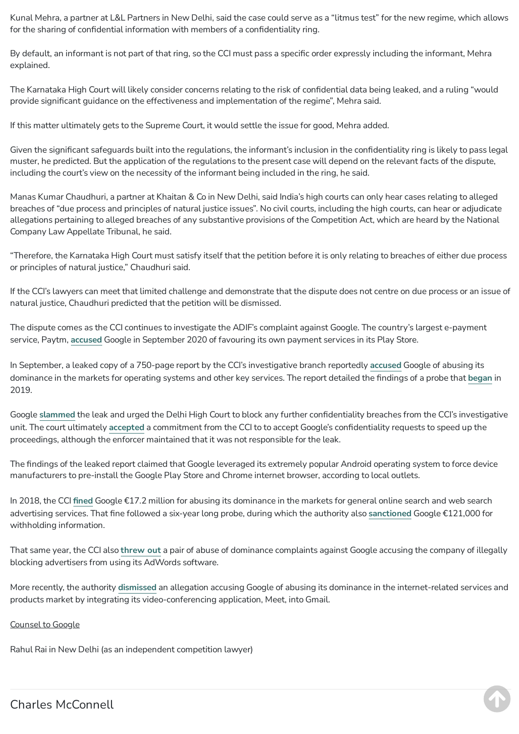Kunal Mehra, a partner at L&L Partners in New Delhi, said the case could serve as a "litmus test" for the new regime, which allows for the sharing of confidential information with members of a confidentiality ring.

By default, an informant is not part of that ring, so the CCI must pass a specific order expressly including the informant, Mehra explained.

The Karnataka High Court will likely consider concerns relating to the risk of confidential data being leaked, and a ruling "would provide significant guidance on the effectiveness and implementation of the regime", Mehra said.

If this matter ultimately gets to the Supreme Court, it would settle the issue for good, Mehra added.

Given the significant safeguards built into the regulations, the informant's inclusion in the confidentiality ring is likely to pass legal muster, he predicted. But the application of the regulations to the present case will depend on the relevant facts of the dispute, including the court's view on the necessity of the informant being included in the ring, he said.

Manas Kumar Chaudhuri, a partner at Khaitan & Co in New Delhi, said India's high courts can only hear cases relating to alleged breaches of "due process and principles of natural justice issues". No civil courts, including the high courts, can hear or adjudicate allegations pertaining to alleged breaches of any substantive provisions of the Competition Act, which are heard by the National Company Law Appellate Tribunal, he said.

"Therefore, the Karnataka High Court must satisfy itself that the petition before it is only relating to breaches of either due process or principles of natural justice," Chaudhuri said.

If the CCI's lawyers can meet that limited challenge and demonstrate that the dispute does not centre on due process or an issue of natural justice, Chaudhuri predicted that the petition will be dismissed.

The dispute comes as the CCI continues to investigate the ADIF's complaint against Google. The country's largest e-payment service, Paytm, accused Google in September 2020 of favouring its own payment services in its Play Store.

In September, a leaked copy of a 750-page report by the CCI's investigative branch reportedly accused Google of abusing its dominance in the markets for operating systems and other key services. The report detailed the findings of a probe that began in 2019.

Google slammed the leak and urged the Delhi High Court to block any further confidentiality breaches from the CCI's investigative unit. The court ultimately accepted a commitment from the CCI to to accept Google's confidentiality requests to speed up the proceedings, although the enforcer maintained that it was not responsible for the leak.

The findings of the leaked report claimed that Google leveraged its extremely popular Android operating system to force device manufacturers to pre-install the Google Play Store and Chrome internet browser, according to local outlets.

In 2018, the CCI fined Google €17.2 million for abusing its dominance in the markets for general online search and web search advertising services. That fine followed a six-year long probe, during which the authority also sanctioned Google €121,000 for withholding information.

That same year, the CCI also threw out a pair of abuse of dominance complaints against Google accusing the company of illegally blocking advertisers from using its AdWords software.

More recently, the authority dismissed an allegation accusing Google of abusing its dominance in the internet-related services and products market by integrating its video-conferencing application, Meet, into Gmail.

Counsel to Google

Rahul Rai in New Delhi (as an independent competition lawyer)

Charles McConnell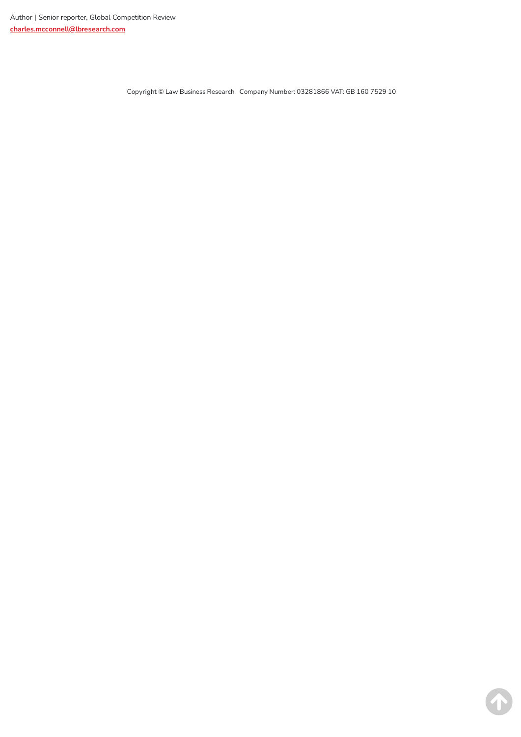Author | Senior reporter, Global Competition Review
**charles.mcconnell@lbresearch.com**

Copyright © Law Business Research Company Number: 03281866 VAT: GB 160 7529 10